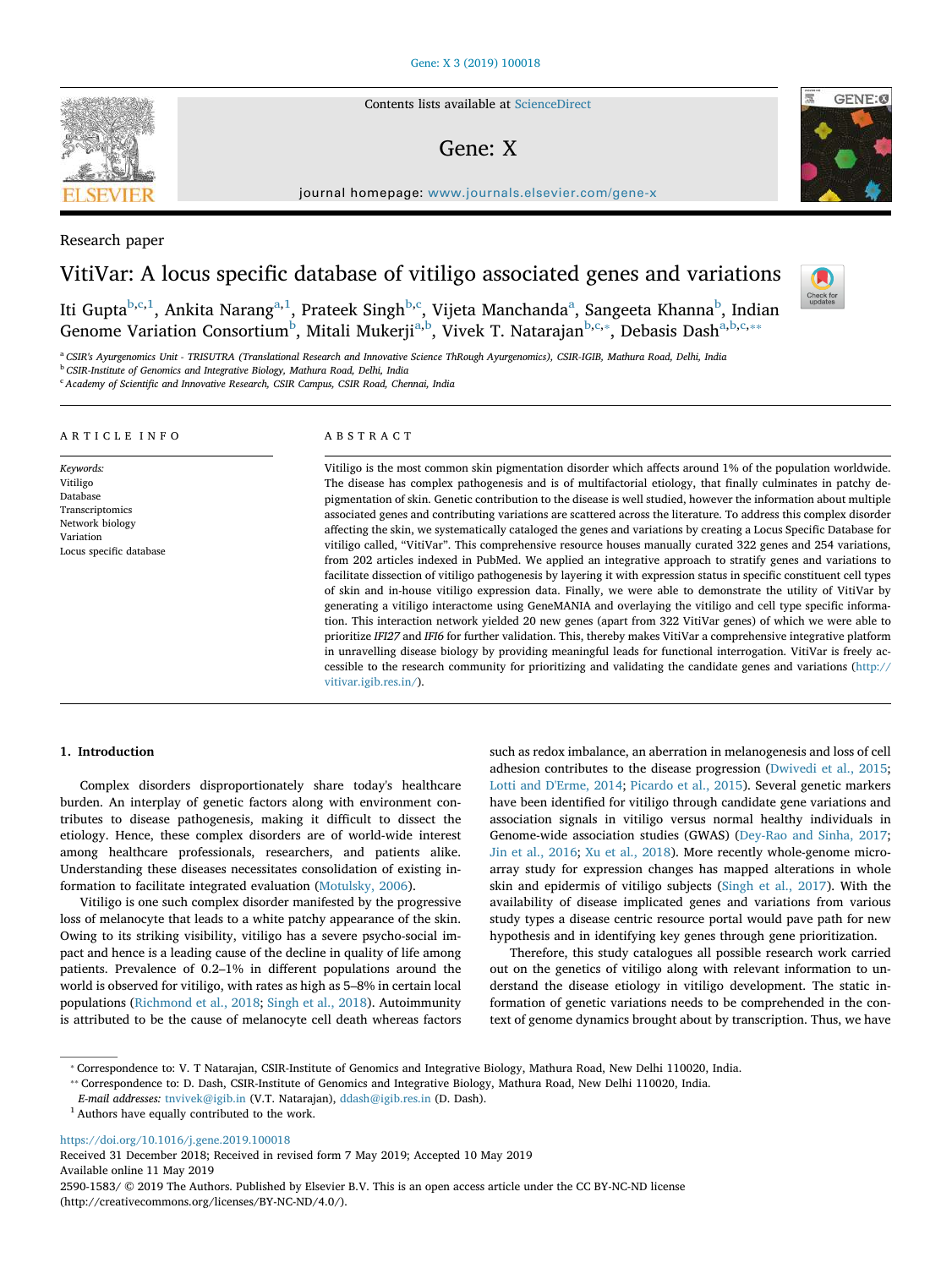Research paper

# VitiVar: A locus specific database of vitiligo associated genes and variations

Iti Gupta[b,c,1], Ankita Narang[a,1], Prateek Singh[b,c], Vijeta Manchanda[a], Sangeeta Khanna[b], Indian Genome Variation Consortium[b], Mitali Mukerji[a,b], Vivek T. Natarajan[b,c,*], Debasis Dash[a,b,c,**]

[a] CSIR's Ayurgenomics Unit - TRISUTRA (Translational Research and Innovative Science ThRough Ayurgenomics), CSIR-IGIB, Mathura Road, Delhi, India
[b] CSIR-Institute of Genomics and Integrative Biology, Mathura Road, Delhi, India
[c] Academy of Scientific and Innovative Research, CSIR Campus, CSIR Road, Chennai, India

## ARTICLE INFO

*Keywords:*
Vitiligo
Database
Transcriptomics
Network biology
Variation
Locus specific database

## ABSTRACT

Vitiligo is the most common skin pigmentation disorder which affects around 1% of the population worldwide. The disease has complex pathogenesis and is of multifactorial etiology, that finally culminates in patchy depigmentation of skin. Genetic contribution to the disease is well studied, however the information about multiple associated genes and contributing variations are scattered across the literature. To address this complex disorder affecting the skin, we systematically cataloged the genes and variations by creating a Locus Specific Database for vitiligo called, "VitiVar". This comprehensive resource houses manually curated 322 genes and 254 variations, from 202 articles indexed in PubMed. We applied an integrative approach to stratify genes and variations to facilitate dissection of vitiligo pathogenesis by layering it with expression status in specific constituent cell types of skin and in-house vitiligo expression data. Finally, we were able to demonstrate the utility of VitiVar by generating a vitiligo interactome using GeneMANIA and overlaying the vitiligo and cell type specific information. This interaction network yielded 20 new genes (apart from 322 VitiVar genes) of which we were able to prioritize *IFI27* and *IFI6* for further validation. This, thereby makes VitiVar a comprehensive integrative platform in unravelling disease biology by providing meaningful leads for functional interrogation. VitiVar is freely accessible to the research community for prioritizing and validating the candidate genes and variations (http://vitivar.igib.res.in/).

## 1. Introduction

Complex disorders disproportionately share today's healthcare burden. An interplay of genetic factors along with environment contributes to disease pathogenesis, making it difficult to dissect the etiology. Hence, these complex disorders are of world-wide interest among healthcare professionals, researchers, and patients alike. Understanding these diseases necessitates consolidation of existing information to facilitate integrated evaluation (Motulsky, 2006).

Vitiligo is one such complex disorder manifested by the progressive loss of melanocyte that leads to a white patchy appearance of the skin. Owing to its striking visibility, vitiligo has a severe psycho-social impact and hence is a leading cause of the decline in quality of life among patients. Prevalence of 0.2–1% in different populations around the world is observed for vitiligo, with rates as high as 5–8% in certain local populations (Richmond et al., 2018; Singh et al., 2018). Autoimmunity is attributed to be the cause of melanocyte cell death whereas factors such as redox imbalance, an aberration in melanogenesis and loss of cell adhesion contributes to the disease progression (Dwivedi et al., 2015; Lotti and D'Erme, 2014; Picardo et al., 2015). Several genetic markers have been identified for vitiligo through candidate gene variations and association signals in vitiligo versus normal healthy individuals in Genome-wide association studies (GWAS) (Dey-Rao and Sinha, 2017; Jin et al., 2016; Xu et al., 2018). More recently whole-genome microarray study for expression changes has mapped alterations in whole skin and epidermis of vitiligo subjects (Singh et al., 2017). With the availability of disease implicated genes and variations from various study types a disease centric resource portal would pave path for new hypothesis and in identifying key genes through gene prioritization.

Therefore, this study catalogues all possible research work carried out on the genetics of vitiligo along with relevant information to understand the disease etiology in vitiligo development. The static information of genetic variations needs to be comprehended in the context of genome dynamics brought about by transcription. Thus, we have

---

* Correspondence to: V. T Natarajan, CSIR-Institute of Genomics and Integrative Biology, Mathura Road, New Delhi 110020, India.
** Correspondence to: D. Dash, CSIR-Institute of Genomics and Integrative Biology, Mathura Road, New Delhi 110020, India.
*E-mail addresses:* tnvivek@igib.in (V.T. Natarajan), ddash@igib.res.in (D. Dash).
[1] Authors have equally contributed to the work.

https://doi.org/10.1016/j.gene.2019.100018
Received 31 December 2018; Received in revised form 7 May 2019; Accepted 10 May 2019
Available online 11 May 2019
2590-1583/ © 2019 The Authors. Published by Elsevier B.V. This is an open access article under the CC BY-NC-ND license (http://creativecommons.org/licenses/BY-NC-ND/4.0/).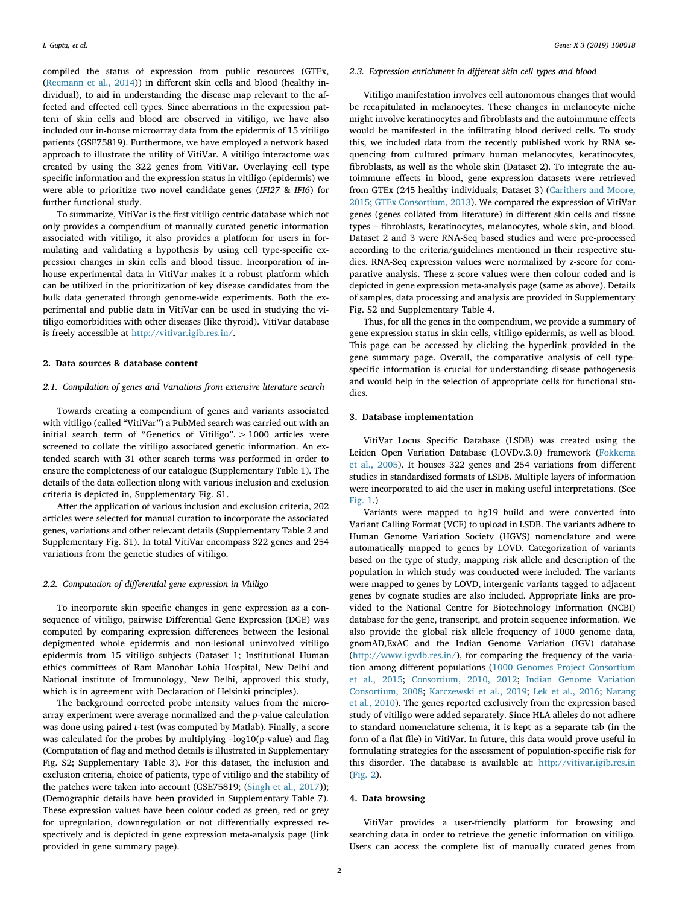compiled the status of expression from public resources (GTEx, (Reemann et al., 2014)) in different skin cells and blood (healthy individual), to aid in understanding the disease map relevant to the affected and effected cell types. Since aberrations in the expression pattern of skin cells and blood are observed in vitiligo, we have also included our in-house microarray data from the epidermis of 15 vitiligo patients (GSE75819). Furthermore, we have employed a network based approach to illustrate the utility of VitiVar. A vitiligo interactome was created by using the 322 genes from VitiVar. Overlaying cell type specific information and the expression status in vitiligo (epidermis) we were able to prioritize two novel candidate genes (*IFI27* & *IFI6*) for further functional study.

To summarize, VitiVar is the first vitiligo centric database which not only provides a compendium of manually curated genetic information associated with vitiligo, it also provides a platform for users in formulating and validating a hypothesis by using cell type-specific expression changes in skin cells and blood tissue. Incorporation of in-house experimental data in VitiVar makes it a robust platform which can be utilized in the prioritization of key disease candidates from the bulk data generated through genome-wide experiments. Both the experimental and public data in VitiVar can be used in studying the vitiligo comorbidities with other diseases (like thyroid). VitiVar database is freely accessible at http://vitivar.igib.res.in/.

## 2. Data sources & database content

### 2.1. Compilation of genes and Variations from extensive literature search

Towards creating a compendium of genes and variants associated with vitiligo (called "VitiVar") a PubMed search was carried out with an initial search term of "Genetics of Vitiligo". > 1000 articles were screened to collate the vitiligo associated genetic information. An extended search with 31 other search terms was performed in order to ensure the completeness of our catalogue (Supplementary Table 1). The details of the data collection along with various inclusion and exclusion criteria is depicted in, Supplementary Fig. S1.

After the application of various inclusion and exclusion criteria, 202 articles were selected for manual curation to incorporate the associated genes, variations and other relevant details (Supplementary Table 2 and Supplementary Fig. S1). In total VitiVar encompass 322 genes and 254 variations from the genetic studies of vitiligo.

### 2.2. Computation of differential gene expression in Vitiligo

To incorporate skin specific changes in gene expression as a consequence of vitiligo, pairwise Differential Gene Expression (DGE) was computed by comparing expression differences between the lesional depigmented whole epidermis and non-lesional uninvolved vitiligo epidermis from 15 vitiligo subjects (Dataset 1; Institutional Human ethics committees of Ram Manohar Lohia Hospital, New Delhi and National institute of Immunology, New Delhi, approved this study, which is in agreement with Declaration of Helsinki principles).

The background corrected probe intensity values from the microarray experiment were average normalized and the *p*-value calculation was done using paired *t*-test (was computed by Matlab). Finally, a score was calculated for the probes by multiplying –log10(p-value) and flag (Computation of flag and method details is illustrated in Supplementary Fig. S2; Supplementary Table 3). For this dataset, the inclusion and exclusion criteria, choice of patients, type of vitiligo and the stability of the patches were taken into account (GSE75819; (Singh et al., 2017)); (Demographic details have been provided in Supplementary Table 7). These expression values have been colour coded as green, red or grey for upregulation, downregulation or not differentially expressed respectively and is depicted in gene expression meta-analysis page (link provided in gene summary page).

### 2.3. Expression enrichment in different skin cell types and blood

Vitiligo manifestation involves cell autonomous changes that would be recapitulated in melanocytes. These changes in melanocyte niche might involve keratinocytes and fibroblasts and the autoimmune effects would be manifested in the infiltrating blood derived cells. To study this, we included data from the recently published work by RNA sequencing from cultured primary human melanocytes, keratinocytes, fibroblasts, as well as the whole skin (Dataset 2). To integrate the autoimmune effects in blood, gene expression datasets were retrieved from GTEx (245 healthy individuals; Dataset 3) (Carithers and Moore, 2015; GTEx Consortium, 2013). We compared the expression of VitiVar genes (genes collated from literature) in different skin cells and tissue types – fibroblasts, keratinocytes, melanocytes, whole skin, and blood. Dataset 2 and 3 were RNA-Seq based studies and were pre-processed according to the criteria/guidelines mentioned in their respective studies. RNA-Seq expression values were normalized by z-score for comparative analysis. These z-score values were then colour coded and is depicted in gene expression meta-analysis page (same as above). Details of samples, data processing and analysis are provided in Supplementary Fig. S2 and Supplementary Table 4.

Thus, for all the genes in the compendium, we provide a summary of gene expression status in skin cells, vitiligo epidermis, as well as blood. This page can be accessed by clicking the hyperlink provided in the gene summary page. Overall, the comparative analysis of cell type-specific information is crucial for understanding disease pathogenesis and would help in the selection of appropriate cells for functional studies.

## 3. Database implementation

VitiVar Locus Specific Database (LSDB) was created using the Leiden Open Variation Database (LOVDv.3.0) framework (Fokkema et al., 2005). It houses 322 genes and 254 variations from different studies in standardized formats of LSDB. Multiple layers of information were incorporated to aid the user in making useful interpretations. (See Fig. 1.)

Variants were mapped to hg19 build and were converted into Variant Calling Format (VCF) to upload in LSDB. The variants adhere to Human Genome Variation Society (HGVS) nomenclature and were automatically mapped to genes by LOVD. Categorization of variants based on the type of study, mapping risk allele and description of the population in which study was conducted were included. The variants were mapped to genes by LOVD, intergenic variants tagged to adjacent genes by cognate studies are also included. Appropriate links are provided to the National Centre for Biotechnology Information (NCBI) database for the gene, transcript, and protein sequence information. We also provide the global risk allele frequency of 1000 genome data, gnomAD,ExAC and the Indian Genome Variation (IGV) database (http://www.igvdb.res.in/), for comparing the frequency of the variation among different populations (1000 Genomes Project Consortium et al., 2015; Consortium, 2010, 2012; Indian Genome Variation Consortium, 2008; Karczewski et al., 2019; Lek et al., 2016; Narang et al., 2010). The genes reported exclusively from the expression based study of vitiligo were added separately. Since HLA alleles do not adhere to standard nomenclature schema, it is kept as a separate tab (in the form of a flat file) in VitiVar. In future, this data would prove useful in formulating strategies for the assessment of population-specific risk for this disorder. The database is available at: http://vitivar.igib.res.in (Fig. 2).

## 4. Data browsing

VitiVar provides a user-friendly platform for browsing and searching data in order to retrieve the genetic information on vitiligo. Users can access the complete list of manually curated genes from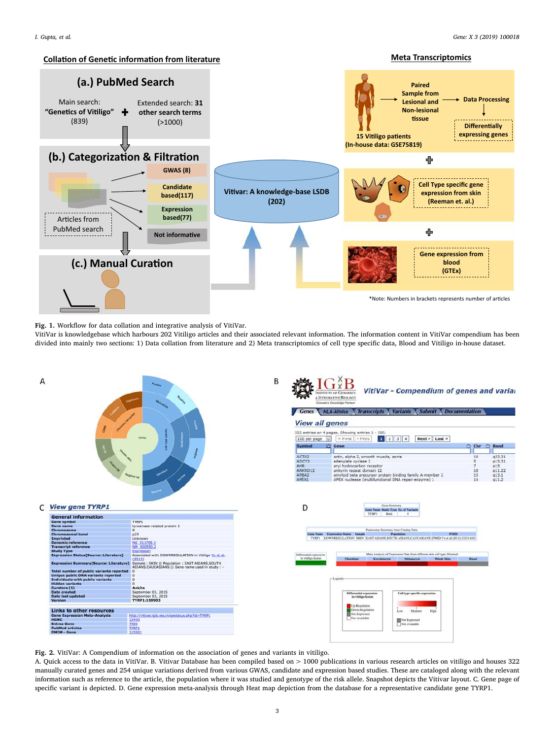**Fig. 1.** Workflow for data collation and integrative analysis of VitiVar.
VitiVar is knowledgebase which harbours 202 Vitiligo articles and their associated relevant information. The information content in VitiVar compendium has been divided into mainly two sections: 1) Data collation from literature and 2) Meta transcriptomics of cell type specific data, Blood and Vitiligo in-house dataset.

**Fig. 2.** VitiVar: A Compendium of information on the association of genes and variants in vitiligo.
A. Quick access to the data in VitiVar. B. Vitivar Database has been compiled based on > 1000 publications in various research articles on vitiligo and houses 322 manually curated genes and 254 unique variations derived from various GWAS, candidate and expression based studies. These are cataloged along with the relevant information such as reference to the article, the population where it was studied and genotype of the risk allele. Snapshot depicts the Vitivar layout. C. Gene page of specific variant is depicted. D. Gene expression meta-analysis through Heat map depiction from the database for a representative candidate gene TYRP1.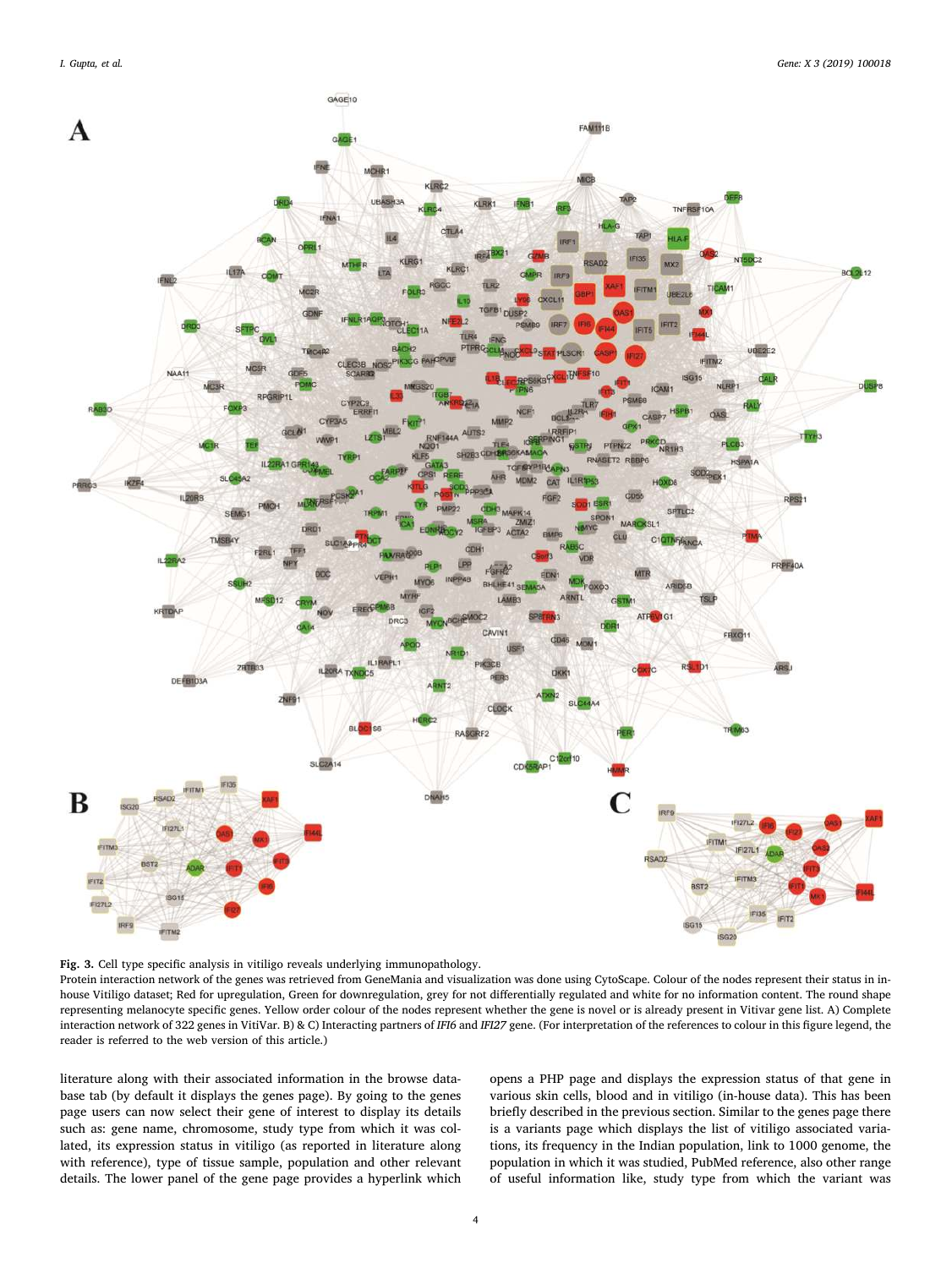**Fig. 3.** Cell type specific analysis in vitiligo reveals underlying immunopathology.
Protein interaction network of the genes was retrieved from GeneMania and visualization was done using CytoScape. Colour of the nodes represent their status in in-house Vitiligo dataset; Red for upregulation, Green for downregulation, grey for not differentially regulated and white for no information content. The round shape representing melanocyte specific genes. Yellow order colour of the nodes represent whether the gene is novel or is already present in Vitivar gene list. A) Complete interaction network of 322 genes in VitiVar. B) & C) Interacting partners of *IFI6* and *IFI27* gene. (For interpretation of the references to colour in this figure legend, the reader is referred to the web version of this article.)

literature along with their associated information in the browse database tab (by default it displays the genes page). By going to the genes page users can now select their gene of interest to display its details such as: gene name, chromosome, study type from which it was collated, its expression status in vitiligo (as reported in literature along with reference), type of tissue sample, population and other relevant details. The lower panel of the gene page provides a hyperlink which opens a PHP page and displays the expression status of that gene in various skin cells, blood and in vitiligo (in-house data). This has been briefly described in the previous section. Similar to the genes page there is a variants page which displays the list of vitiligo associated variations, its frequency in the Indian population, link to 1000 genome, the population in which it was studied, PubMed reference, also other range of useful information like, study type from which the variant was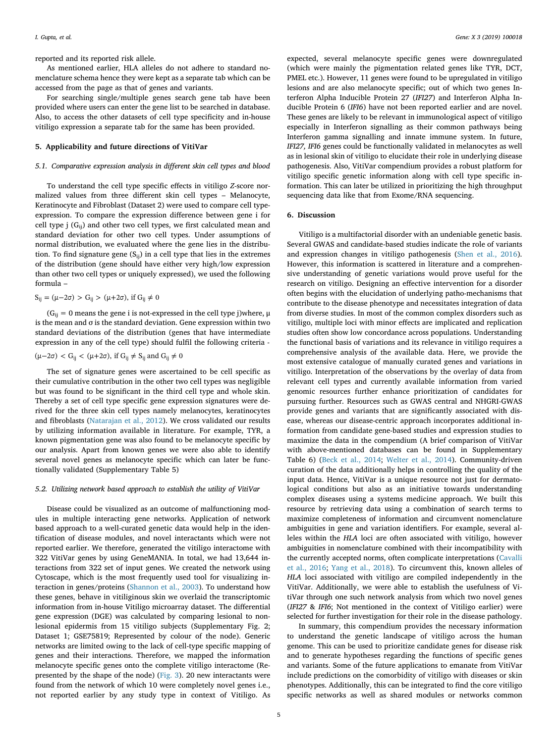reported and its reported risk allele.

As mentioned earlier, HLA alleles do not adhere to standard nomenclature schema hence they were kept as a separate tab which can be accessed from the page as that of genes and variants.

For searching single/multiple genes search gene tab have been provided where users can enter the gene list to be searched in database. Also, to access the other datasets of cell type specificity and in-house vitiligo expression a separate tab for the same has been provided.

## 5. Applicability and future directions of VitiVar

### 5.1. Comparative expression analysis in different skin cell types and blood

To understand the cell type specific effects in vitiligo *Z*-score normalized values from three different skin cell types – Melanocyte, Keratinocyte and Fibroblast (Dataset 2) were used to compare cell type-expression. To compare the expression difference between gene i for cell type j ($G_{ij}$) and other two cell types, we first calculated mean and standard deviation for other two cell types. Under assumptions of normal distribution, we evaluated where the gene lies in the distribution. To find signature gene ($S_{ij}$) in a cell type that lies in the extremes of the distribution (gene should have either very high/low expression than other two cell types or uniquely expressed), we used the following formula –

$$S_{ij} = (\mu - 2\sigma) > G_{ij} > (\mu + 2\sigma), \text{ if } G_{ij} \neq 0$$

($G_{ij} = 0$ means the gene i is not-expressed in the cell type j)where, μ is the mean and σ is the standard deviation. Gene expression within two standard deviations of the distribution (genes that have intermediate expression in any of the cell type) should fulfil the following criteria -

$$(\mu - 2\sigma) < G_{ij} < (\mu + 2\sigma), \text{ if } G_{ij} \neq S_{ij} \text{ and } G_{ij} \neq 0$$

The set of signature genes were ascertained to be cell specific as their cumulative contribution in the other two cell types was negligible but was found to be significant in the third cell type and whole skin. Thereby a set of cell type specific gene expression signatures were derived for the three skin cell types namely melanocytes, keratinocytes and fibroblasts (Natarajan et al., 2012). We cross validated our results by utilizing information available in literature. For example, TYR, a known pigmentation gene was also found to be melanocyte specific by our analysis. Apart from known genes we were also able to identify several novel genes as melanocyte specific which can later be functionally validated (Supplementary Table 5)

### 5.2. Utilizing network based approach to establish the utility of VitiVar

Disease could be visualized as an outcome of malfunctioning modules in multiple interacting gene networks. Application of network based approach to a well-curated genetic data would help in the identification of disease modules, and novel interactants which were not reported earlier. We therefore, generated the vitiligo interactome with 322 VitiVar genes by using GeneMANIA. In total, we had 13,644 interactions from 322 set of input genes. We created the network using Cytoscape, which is the most frequently used tool for visualizing interaction in genes/proteins (Shannon et al., 2003). To understand how these genes, behave in vitiliginous skin we overlaid the transcriptomic information from in-house Vitiligo microarray dataset. The differential gene expression (DGE) was calculated by comparing lesional to non-lesional epidermis from 15 vitiligo subjects (Supplementary Fig. 2; Dataset 1; GSE75819; Represented by colour of the node). Generic networks are limited owing to the lack of cell-type specific mapping of genes and their interactions. Therefore, we mapped the information melanocyte specific genes onto the complete vitiligo interactome (Represented by the shape of the node) (Fig. 3). 20 new interactants were found from the network of which 10 were completely novel genes i.e., not reported earlier by any study type in context of Vitiligo. As expected, several melanocyte specific genes were downregulated (which were mainly the pigmentation related genes like TYR, DCT, PMEL etc.). However, 11 genes were found to be upregulated in vitiligo lesions and are also melanocyte specific; out of which two genes Interferon Alpha Inducible Protein 27 (*IFI27*) and Interferon Alpha Inducible Protein 6 (*IFI6*) have not been reported earlier and are novel. These genes are likely to be relevant in immunological aspect of vitiligo especially in Interferon signalling as their common pathways being Interferon gamma signalling and innate immune system. In future, *IFI27, IFI6* genes could be functionally validated in melanocytes as well as in lesional skin of vitiligo to elucidate their role in underlying disease pathogenesis. Also, VitiVar compendium provides a robust platform for vitiligo specific genetic information along with cell type specific information. This can later be utilized in prioritizing the high throughput sequencing data like that from Exome/RNA sequencing.

## 6. Discussion

Vitiligo is a multifactorial disorder with an undeniable genetic basis. Several GWAS and candidate-based studies indicate the role of variants and expression changes in vitiligo pathogenesis (Shen et al., 2016). However, this information is scattered in literature and a comprehensive understanding of genetic variations would prove useful for the research on vitiligo. Designing an effective intervention for a disorder often begins with the elucidation of underlying patho-mechanisms that contribute to the disease phenotype and necessitates integration of data from diverse studies. In most of the common complex disorders such as vitiligo, multiple loci with minor effects are implicated and replication studies often show low concordance across populations. Understanding the functional basis of variations and its relevance in vitiligo requires a comprehensive analysis of the available data. Here, we provide the most extensive catalogue of manually curated genes and variations in vitiligo. Interpretation of the observations by the overlay of data from relevant cell types and currently available information from varied genomic resources further enhance prioritization of candidates for pursuing further. Resources such as GWAS central and NHGRI-GWAS provide genes and variants that are significantly associated with disease, whereas our disease-centric approach incorporates additional information from candidate gene-based studies and expression studies to maximize the data in the compendium (A brief comparison of VitiVar with above-mentioned databases can be found in Supplementary Table 6) (Beck et al., 2014; Welter et al., 2014). Community-driven curation of the data additionally helps in controlling the quality of the input data. Hence, VitiVar is a unique resource not just for dermatological conditions but also as an initiative towards understanding complex diseases using a systems medicine approach. We built this resource by retrieving data using a combination of search terms to maximize completeness of information and circumvent nomenclature ambiguities in gene and variation identifiers. For example, several alleles within the *HLA* loci are often associated with vitiligo, however ambiguities in nomenclature combined with their incompatibility with the currently accepted norms, often complicate interpretations (Cavalli et al., 2016; Yang et al., 2018). To circumvent this, known alleles of *HLA* loci associated with vitiligo are compiled independently in the VitiVar. Additionally, we were able to establish the usefulness of VitiVar through one such network analysis from which two novel genes (*IFI27* & *IFI6*; Not mentioned in the context of Vitiligo earlier) were selected for further investigation for their role in the disease pathology.

In summary, this compendium provides the necessary information to understand the genetic landscape of vitiligo across the human genome. This can be used to prioritize candidate genes for disease risk and to generate hypotheses regarding the functions of specific genes and variants. Some of the future applications to emanate from VitiVar include predictions on the comorbidity of vitiligo with diseases or skin phenotypes. Additionally, this can be integrated to find the core vitiligo specific networks as well as shared modules or networks common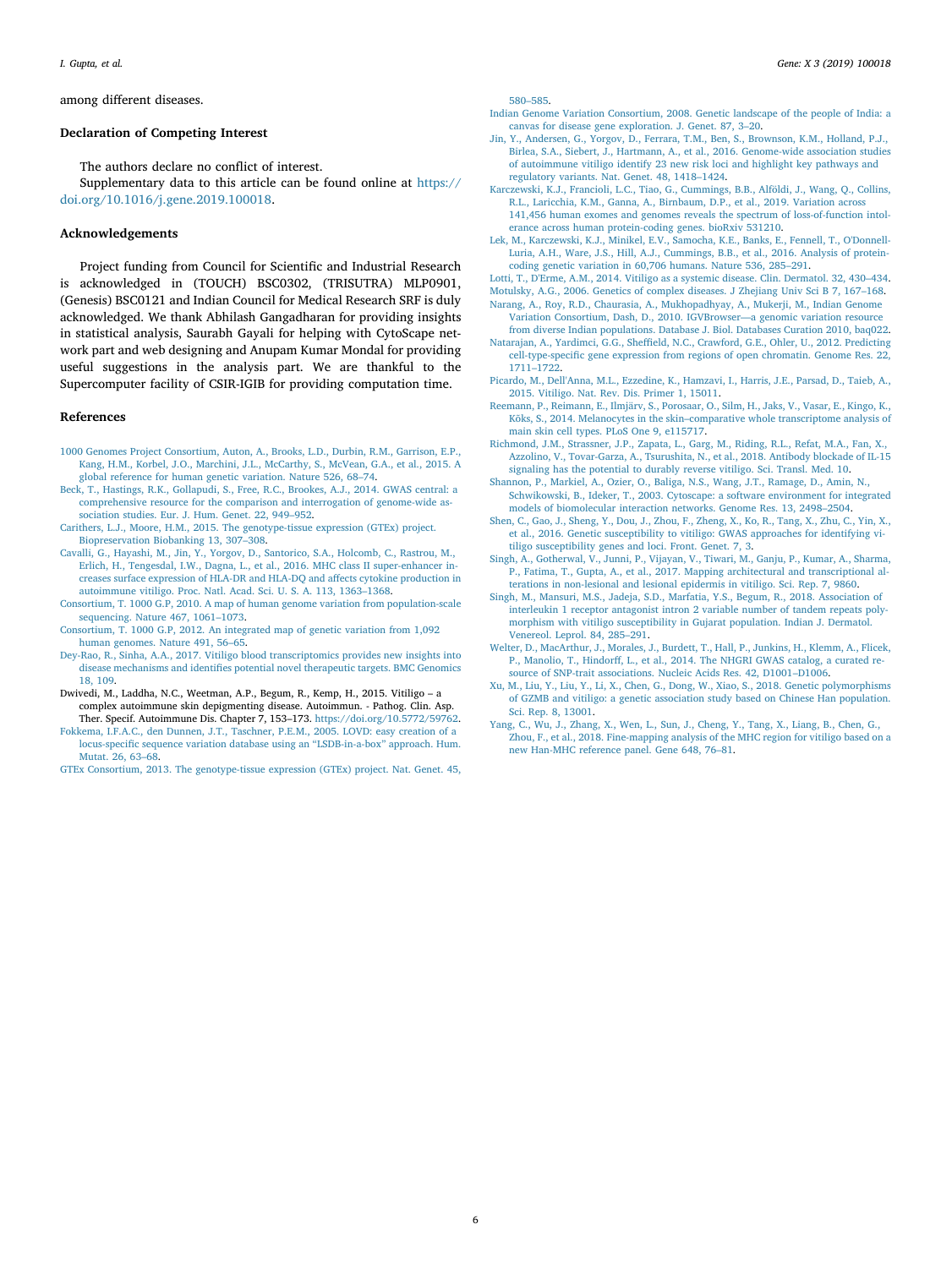among different diseases.

## Declaration of Competing Interest

The authors declare no conflict of interest.

Supplementary data to this article can be found online at https://doi.org/10.1016/j.gene.2019.100018.

## Acknowledgements

Project funding from Council for Scientific and Industrial Research is acknowledged in (TOUCH) BSC0302, (TRISUTRA) MLP0901, (Genesis) BSC0121 and Indian Council for Medical Research SRF is duly acknowledged. We thank Abhilash Gangadharan for providing insights in statistical analysis, Saurabh Gayali for helping with CytoScape network part and web designing and Anupam Kumar Mondal for providing useful suggestions in the analysis part. We are thankful to the Supercomputer facility of CSIR-IGIB for providing computation time.

## References

1000 Genomes Project Consortium, Auton, A., Brooks, L.D., Durbin, R.M., Garrison, E.P., Kang, H.M., Korbel, J.O., Marchini, J.L., McCarthy, S., McVean, G.A., et al., 2015. A global reference for human genetic variation. Nature 526, 68–74.

Beck, T., Hastings, R.K., Gollapudi, S., Free, R.C., Brookes, A.J., 2014. GWAS central: a comprehensive resource for the comparison and interrogation of genome-wide association studies. Eur. J. Hum. Genet. 22, 949–952.

Carithers, L.J., Moore, H.M., 2015. The genotype-tissue expression (GTEx) project. Biopreservation Biobanking 13, 307–308.

Cavalli, G., Hayashi, M., Jin, Y., Yorgov, D., Santorico, S.A., Holcomb, C., Rastrou, M., Erlich, H., Tengesdal, I.W., Dagna, L., et al., 2016. MHC class II super-enhancer increases surface expression of HLA-DR and HLA-DQ and affects cytokine production in autoimmune vitiligo. Proc. Natl. Acad. Sci. U. S. A. 113, 1363–1368.

Consortium, T. 1000 G.P, 2010. A map of human genome variation from population-scale sequencing. Nature 467, 1061–1073.

Consortium, T. 1000 G.P, 2012. An integrated map of genetic variation from 1,092 human genomes. Nature 491, 56–65.

Dey-Rao, R., Sinha, A.A., 2017. Vitiligo blood transcriptomics provides new insights into disease mechanisms and identifies potential novel therapeutic targets. BMC Genomics 18, 109.

Dwivedi, M., Laddha, N.C., Weetman, A.P., Begum, R., Kemp, H., 2015. Vitiligo – a complex autoimmune skin depigmenting disease. Autoimmun. - Pathog. Clin. Asp. Ther. Specif. Autoimmune Dis. Chapter 7, 153–173. https://doi.org/10.5772/59762.

Fokkema, I.F.A.C., den Dunnen, J.T., Taschner, P.E.M., 2005. LOVD: easy creation of a locus-specific sequence variation database using an "LSDB-in-a-box" approach. Hum. Mutat. 26, 63–68.

GTEx Consortium, 2013. The genotype-tissue expression (GTEx) project. Nat. Genet. 45, 580–585.

Indian Genome Variation Consortium, 2008. Genetic landscape of the people of India: a canvas for disease gene exploration. J. Genet. 87, 3–20.

Jin, Y., Andersen, G., Yorgov, D., Ferrara, T.M., Ben, S., Brownson, K.M., Holland, P.J., Birlea, S.A., Siebert, J., Hartmann, A., et al., 2016. Genome-wide association studies of autoimmune vitiligo identify 23 new risk loci and highlight key pathways and regulatory variants. Nat. Genet. 48, 1418–1424.

Karczewski, K.J., Francioli, L.C., Tiao, G., Cummings, B.B., Alföldi, J., Wang, Q., Collins, R.L., Laricchia, K.M., Ganna, A., Birnbaum, D.P., et al., 2019. Variation across 141,456 human exomes and genomes reveals the spectrum of loss-of-function intolerance across human protein-coding genes. bioRxiv 531210.

Lek, M., Karczewski, K.J., Minikel, E.V., Samocha, K.E., Banks, E., Fennell, T., O'Donnell-Luria, A.H., Ware, J.S., Hill, A.J., Cummings, B.B., et al., 2016. Analysis of protein-coding genetic variation in 60,706 humans. Nature 536, 285–291.

Lotti, T., D'Erme, A.M., 2014. Vitiligo as a systemic disease. Clin. Dermatol. 32, 430–434.

Motulsky, A.G., 2006. Genetics of complex diseases. J Zhejiang Univ Sci B 7, 167–168.

Narang, A., Roy, R.D., Chaurasia, A., Mukhopadhyay, A., Mukerji, M., Indian Genome Variation Consortium, Dash, D., 2010. IGVBrowser—a genomic variation resource from diverse Indian populations. Database J. Biol. Databases Curation 2010, baq022.

Natarajan, A., Yardimci, G.G., Sheffield, N.C., Crawford, G.E., Ohler, U., 2012. Predicting cell-type-specific gene expression from regions of open chromatin. Genome Res. 22, 1711–1722.

Picardo, M., Dell'Anna, M.L., Ezzedine, K., Hamzavi, I., Harris, J.E., Parsad, D., Taieb, A., 2015. Vitiligo. Nat. Rev. Dis. Primer 1, 15011.

Reemann, P., Reimann, E., Ilmjärv, S., Porosaar, O., Silm, H., Jaks, V., Vasar, E., Kingo, K., Kõks, S., 2014. Melanocytes in the skin–comparative whole transcriptome analysis of main skin cell types. PLoS One 9, e115717.

Richmond, J.M., Strassner, J.P., Zapata, L., Garg, M., Riding, R.L., Refat, M.A., Fan, X., Azzolino, V., Tovar-Garza, A., Tsurushita, N., et al., 2018. Antibody blockade of IL-15 signaling has the potential to durably reverse vitiligo. Sci. Transl. Med. 10.

Shannon, P., Markiel, A., Ozier, O., Baliga, N.S., Wang, J.T., Ramage, D., Amin, N., Schwikowski, B., Ideker, T., 2003. Cytoscape: a software environment for integrated models of biomolecular interaction networks. Genome Res. 13, 2498–2504.

Shen, C., Gao, J., Sheng, Y., Dou, J., Zhou, F., Zheng, X., Ko, R., Tang, X., Zhu, C., Yin, X., et al., 2016. Genetic susceptibility to vitiligo: GWAS approaches for identifying vitiligo susceptibility genes and loci. Front. Genet. 7, 3.

Singh, A., Gotherwal, V., Junni, P., Vijayan, V., Tiwari, M., Ganju, P., Kumar, A., Sharma, P., Fatima, T., Gupta, A., et al., 2017. Mapping architectural and transcriptional alterations in non-lesional and lesional epidermis in vitiligo. Sci. Rep. 7, 9860.

Singh, M., Mansuri, M.S., Jadeja, S.D., Marfatia, Y.S., Begum, R., 2018. Association of interleukin 1 receptor antagonist intron 2 variable number of tandem repeats polymorphism with vitiligo susceptibility in Gujarat population. Indian J. Dermatol. Venereol. Leprol. 84, 285–291.

Welter, D., MacArthur, J., Morales, J., Burdett, T., Hall, P., Junkins, H., Klemm, A., Flicek, P., Manolio, T., Hindorff, L., et al., 2014. The NHGRI GWAS catalog, a curated resource of SNP-trait associations. Nucleic Acids Res. 42, D1001–D1006.

Xu, M., Liu, Y., Liu, Y., Li, X., Chen, G., Dong, W., Xiao, S., 2018. Genetic polymorphisms of GZMB and vitiligo: a genetic association study based on Chinese Han population. Sci. Rep. 8, 13001.

Yang, C., Wu, J., Zhang, X., Wen, L., Sun, J., Cheng, Y., Tang, X., Liang, B., Chen, G., Zhou, F., et al., 2018. Fine-mapping analysis of the MHC region for vitiligo based on a new Han-MHC reference panel. Gene 648, 76–81.